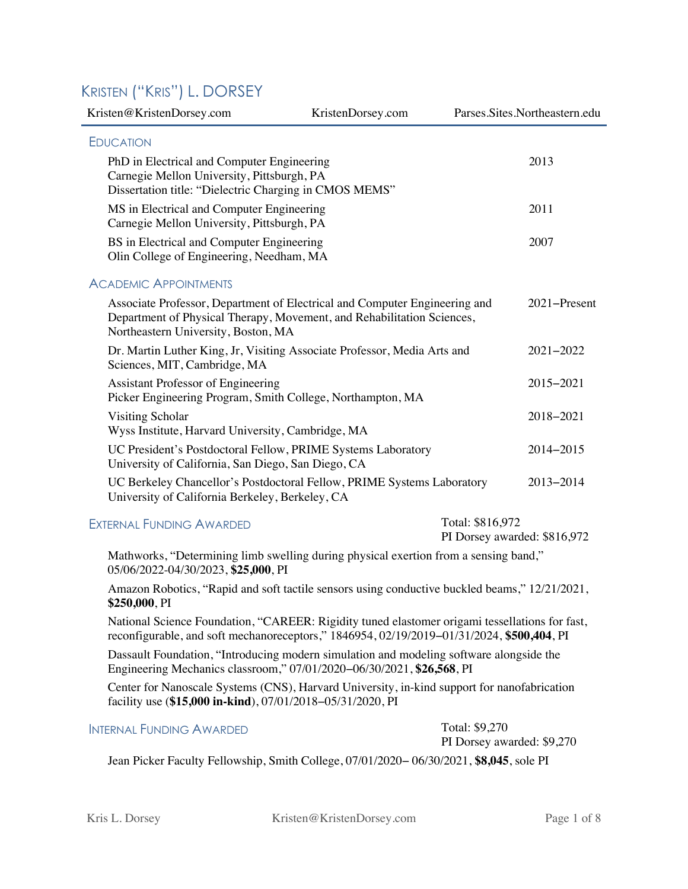# KRISTEN ("KRIS") L. DORSEY

Kristen@KristenDorsey.com KristenDorsey.com Parses.Sites.Northeastern.edu

## EDUCATION

PhD in Electrical and Computer Engineering — 2013
Carnegie Mellon University, Pittsburgh, PA
Dissertation title: "Dielectric Charging in CMOS MEMS"

MS in Electrical and Computer Engineering — 2011
Carnegie Mellon University, Pittsburgh, PA

BS in Electrical and Computer Engineering — 2007
Olin College of Engineering, Needham, MA

## ACADEMIC APPOINTMENTS

Associate Professor, Department of Electrical and Computer Engineering and Department of Physical Therapy, Movement, and Rehabilitation Sciences, Northeastern University, Boston, MA — 2021–Present

Dr. Martin Luther King, Jr, Visiting Associate Professor, Media Arts and Sciences, MIT, Cambridge, MA — 2021–2022

Assistant Professor of Engineering — 2015–2021
Picker Engineering Program, Smith College, Northampton, MA

Visiting Scholar — 2018–2021
Wyss Institute, Harvard University, Cambridge, MA

UC President's Postdoctoral Fellow, PRIME Systems Laboratory — 2014–2015
University of California, San Diego, San Diego, CA

UC Berkeley Chancellor's Postdoctoral Fellow, PRIME Systems Laboratory — 2013–2014
University of California Berkeley, Berkeley, CA

## EXTERNAL FUNDING AWARDED

Total: $816,972
PI Dorsey awarded: $816,972

Mathworks, "Determining limb swelling during physical exertion from a sensing band," 05/06/2022-04/30/2023, **$25,000**, PI

Amazon Robotics, "Rapid and soft tactile sensors using conductive buckled beams," 12/21/2021, **$250,000**, PI

National Science Foundation, "CAREER: Rigidity tuned elastomer origami tessellations for fast, reconfigurable, and soft mechanoreceptors," 1846954, 02/19/2019–01/31/2024, **$500,404**, PI

Dassault Foundation, "Introducing modern simulation and modeling software alongside the Engineering Mechanics classroom," 07/01/2020–06/30/2021, **$26,568**, PI

Center for Nanoscale Systems (CNS), Harvard University, in-kind support for nanofabrication facility use (**$15,000 in-kind**), 07/01/2018–05/31/2020, PI

## INTERNAL FUNDING AWARDED

Total: $9,270
PI Dorsey awarded: $9,270

Jean Picker Faculty Fellowship, Smith College, 07/01/2020– 06/30/2021, **$8,045**, sole PI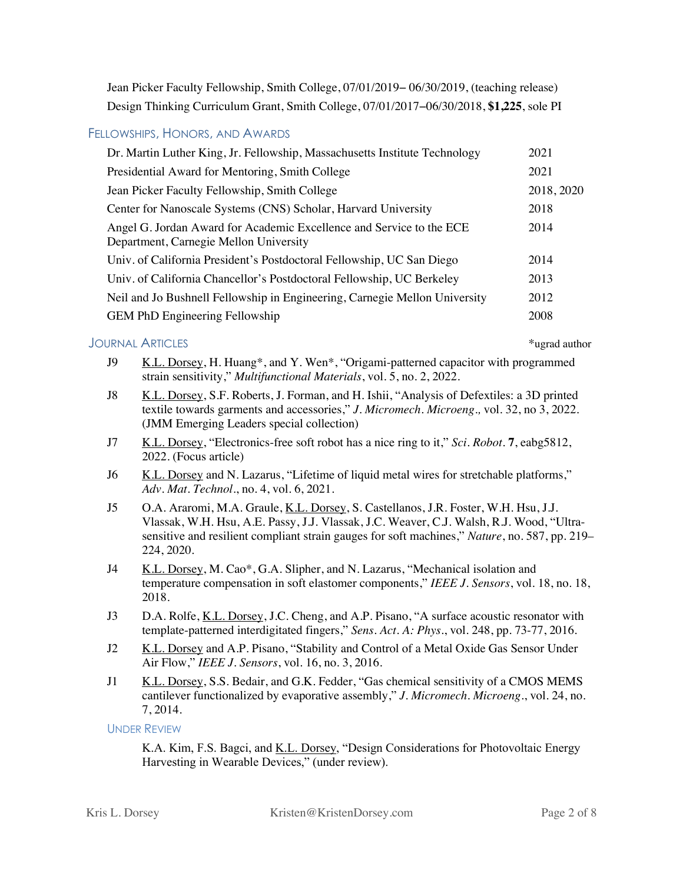Jean Picker Faculty Fellowship, Smith College, 07/01/2019– 06/30/2019, (teaching release)

Design Thinking Curriculum Grant, Smith College, 07/01/2017–06/30/2018, **$1,225**, sole PI

## Fellowships, Honors, and Awards

| | |
|---|---|
| Dr. Martin Luther King, Jr. Fellowship, Massachusetts Institute Technology | 2021 |
| Presidential Award for Mentoring, Smith College | 2021 |
| Jean Picker Faculty Fellowship, Smith College | 2018, 2020 |
| Center for Nanoscale Systems (CNS) Scholar, Harvard University | 2018 |
| Angel G. Jordan Award for Academic Excellence and Service to the ECE Department, Carnegie Mellon University | 2014 |
| Univ. of California President's Postdoctoral Fellowship, UC San Diego | 2014 |
| Univ. of California Chancellor's Postdoctoral Fellowship, UC Berkeley | 2013 |
| Neil and Jo Bushnell Fellowship in Engineering, Carnegie Mellon University | 2012 |
| GEM PhD Engineering Fellowship | 2008 |

## Journal Articles

*ugrad author

J9 K.L. Dorsey, H. Huang*, and Y. Wen*, "Origami-patterned capacitor with programmed strain sensitivity," *Multifunctional Materials*, vol. 5, no. 2, 2022.

J8 K.L. Dorsey, S.F. Roberts, J. Forman, and H. Ishii, "Analysis of Defextiles: a 3D printed textile towards garments and accessories," *J. Micromech. Microeng.,* vol. 32, no 3, 2022. (JMM Emerging Leaders special collection)

J7 K.L. Dorsey, "Electronics-free soft robot has a nice ring to it," *Sci. Robot.* **7**, eabg5812, 2022. (Focus article)

J6 K.L. Dorsey and N. Lazarus, "Lifetime of liquid metal wires for stretchable platforms," *Adv. Mat. Technol.*, no. 4, vol. 6, 2021.

J5 O.A. Araromi, M.A. Graule, K.L. Dorsey, S. Castellanos, J.R. Foster, W.H. Hsu, J.J. Vlassak, W.H. Hsu, A.E. Passy, J.J. Vlassak, J.C. Weaver, C.J. Walsh, R.J. Wood, "Ultra-sensitive and resilient compliant strain gauges for soft machines," *Nature*, no. 587, pp. 219–224, 2020.

J4 K.L. Dorsey, M. Cao*, G.A. Slipher, and N. Lazarus, "Mechanical isolation and temperature compensation in soft elastomer components," *IEEE J. Sensors*, vol. 18, no. 18, 2018.

J3 D.A. Rolfe, K.L. Dorsey, J.C. Cheng, and A.P. Pisano, "A surface acoustic resonator with template-patterned interdigitated fingers," *Sens. Act. A: Phys.*, vol. 248, pp. 73-77, 2016.

J2 K.L. Dorsey and A.P. Pisano, "Stability and Control of a Metal Oxide Gas Sensor Under Air Flow," *IEEE J. Sensors*, vol. 16, no. 3, 2016.

J1 K.L. Dorsey, S.S. Bedair, and G.K. Fedder, "Gas chemical sensitivity of a CMOS MEMS cantilever functionalized by evaporative assembly," *J. Micromech. Microeng.*, vol. 24, no. 7, 2014.

### Under Review

K.A. Kim, F.S. Bagci, and K.L. Dorsey, "Design Considerations for Photovoltaic Energy Harvesting in Wearable Devices," (under review).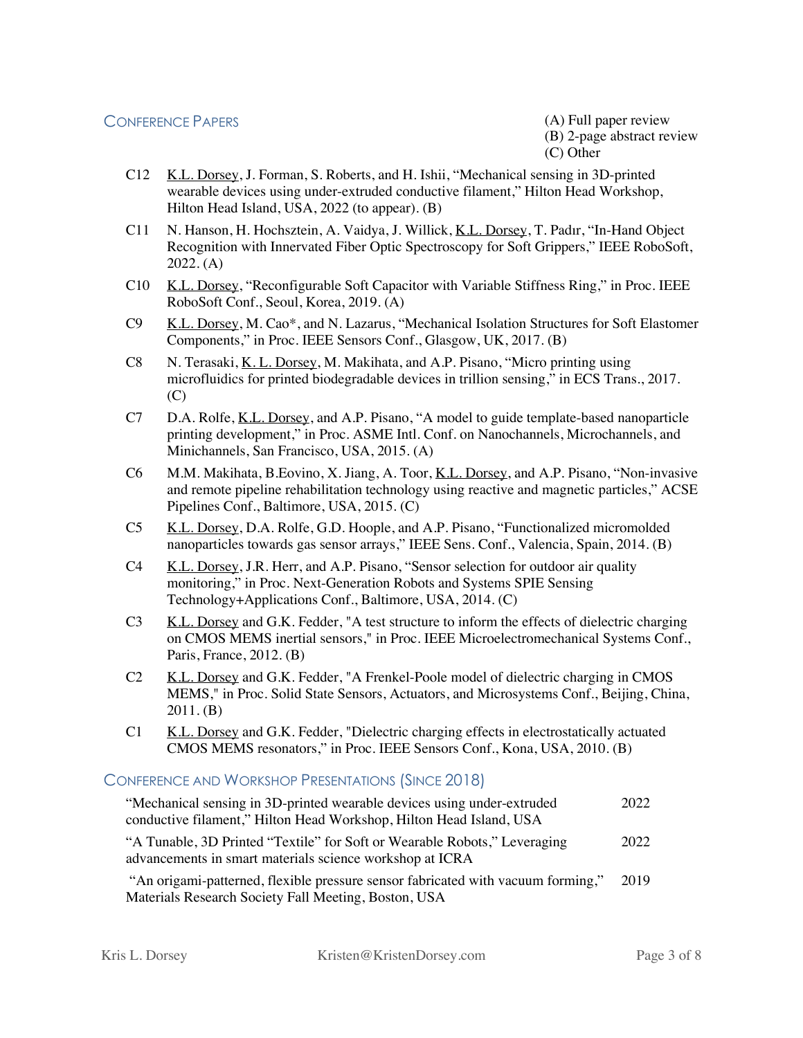## Conference Papers

(A) Full paper review
(B) 2-page abstract review
(C) Other

- C12 K.L. Dorsey, J. Forman, S. Roberts, and H. Ishii, "Mechanical sensing in 3D-printed wearable devices using under-extruded conductive filament," Hilton Head Workshop, Hilton Head Island, USA, 2022 (to appear). (B)
- C11 N. Hanson, H. Hochsztein, A. Vaidya, J. Willick, K.L. Dorsey, T. Padır, "In-Hand Object Recognition with Innervated Fiber Optic Spectroscopy for Soft Grippers," IEEE RoboSoft, 2022. (A)
- C10 K.L. Dorsey, "Reconfigurable Soft Capacitor with Variable Stiffness Ring," in Proc. IEEE RoboSoft Conf., Seoul, Korea, 2019. (A)
- C9 K.L. Dorsey, M. Cao*, and N. Lazarus, "Mechanical Isolation Structures for Soft Elastomer Components," in Proc. IEEE Sensors Conf., Glasgow, UK, 2017. (B)
- C8 N. Terasaki, K. L. Dorsey, M. Makihata, and A.P. Pisano, "Micro printing using microfluidics for printed biodegradable devices in trillion sensing," in ECS Trans., 2017. (C)
- C7 D.A. Rolfe, K.L. Dorsey, and A.P. Pisano, "A model to guide template-based nanoparticle printing development," in Proc. ASME Intl. Conf. on Nanochannels, Microchannels, and Minichannels, San Francisco, USA, 2015. (A)
- C6 M.M. Makihata, B.Eovino, X. Jiang, A. Toor, K.L. Dorsey, and A.P. Pisano, "Non-invasive and remote pipeline rehabilitation technology using reactive and magnetic particles," ACSE Pipelines Conf., Baltimore, USA, 2015. (C)
- C5 K.L. Dorsey, D.A. Rolfe, G.D. Hoople, and A.P. Pisano, "Functionalized micromolded nanoparticles towards gas sensor arrays," IEEE Sens. Conf., Valencia, Spain, 2014. (B)
- C4 K.L. Dorsey, J.R. Herr, and A.P. Pisano, "Sensor selection for outdoor air quality monitoring," in Proc. Next-Generation Robots and Systems SPIE Sensing Technology+Applications Conf., Baltimore, USA, 2014. (C)
- C3 K.L. Dorsey and G.K. Fedder, "A test structure to inform the effects of dielectric charging on CMOS MEMS inertial sensors," in Proc. IEEE Microelectromechanical Systems Conf., Paris, France, 2012. (B)
- C2 K.L. Dorsey and G.K. Fedder, "A Frenkel-Poole model of dielectric charging in CMOS MEMS," in Proc. Solid State Sensors, Actuators, and Microsystems Conf., Beijing, China, 2011. (B)
- C1 K.L. Dorsey and G.K. Fedder, "Dielectric charging effects in electrostatically actuated CMOS MEMS resonators," in Proc. IEEE Sensors Conf., Kona, USA, 2010. (B)

## Conference and Workshop Presentations (Since 2018)

| Presentation | Year |
|---|---|
| "Mechanical sensing in 3D-printed wearable devices using under-extruded conductive filament," Hilton Head Workshop, Hilton Head Island, USA | 2022 |
| "A Tunable, 3D Printed "Textile" for Soft or Wearable Robots," Leveraging advancements in smart materials science workshop at ICRA | 2022 |
| "An origami-patterned, flexible pressure sensor fabricated with vacuum forming," Materials Research Society Fall Meeting, Boston, USA | 2019 |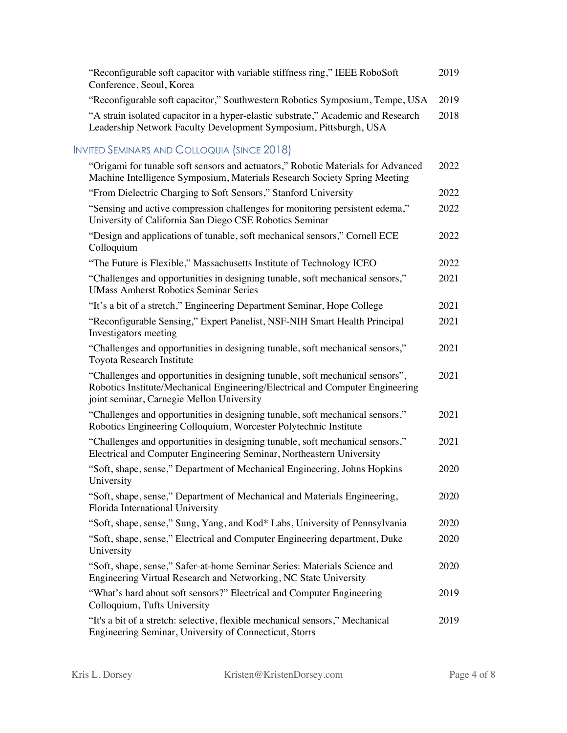"Reconfigurable soft capacitor with variable stiffness ring," IEEE RoboSoft Conference, Seoul, Korea — 2019

"Reconfigurable soft capacitor," Southwestern Robotics Symposium, Tempe, USA — 2019

"A strain isolated capacitor in a hyper-elastic substrate," Academic and Research Leadership Network Faculty Development Symposium, Pittsburgh, USA — 2018

## Invited Seminars and Colloquia (since 2018)

"Origami for tunable soft sensors and actuators," Robotic Materials for Advanced Machine Intelligence Symposium, Materials Research Society Spring Meeting — 2022

"From Dielectric Charging to Soft Sensors," Stanford University — 2022

"Sensing and active compression challenges for monitoring persistent edema," University of California San Diego CSE Robotics Seminar — 2022

"Design and applications of tunable, soft mechanical sensors," Cornell ECE Colloquium — 2022

"The Future is Flexible," Massachusetts Institute of Technology ICEO — 2022

"Challenges and opportunities in designing tunable, soft mechanical sensors," UMass Amherst Robotics Seminar Series — 2021

"It's a bit of a stretch," Engineering Department Seminar, Hope College — 2021

"Reconfigurable Sensing," Expert Panelist, NSF-NIH Smart Health Principal Investigators meeting — 2021

"Challenges and opportunities in designing tunable, soft mechanical sensors," Toyota Research Institute — 2021

"Challenges and opportunities in designing tunable, soft mechanical sensors", Robotics Institute/Mechanical Engineering/Electrical and Computer Engineering joint seminar, Carnegie Mellon University — 2021

"Challenges and opportunities in designing tunable, soft mechanical sensors," Robotics Engineering Colloquium, Worcester Polytechnic Institute — 2021

"Challenges and opportunities in designing tunable, soft mechanical sensors," Electrical and Computer Engineering Seminar, Northeastern University — 2021

"Soft, shape, sense," Department of Mechanical Engineering, Johns Hopkins University — 2020

"Soft, shape, sense," Department of Mechanical and Materials Engineering, Florida International University — 2020

"Soft, shape, sense," Sung, Yang, and Kod* Labs, University of Pennsylvania — 2020

"Soft, shape, sense," Electrical and Computer Engineering department, Duke University — 2020

"Soft, shape, sense," Safer-at-home Seminar Series: Materials Science and Engineering Virtual Research and Networking, NC State University — 2020

"What's hard about soft sensors?" Electrical and Computer Engineering Colloquium, Tufts University — 2019

"It's a bit of a stretch: selective, flexible mechanical sensors," Mechanical Engineering Seminar, University of Connecticut, Storrs — 2019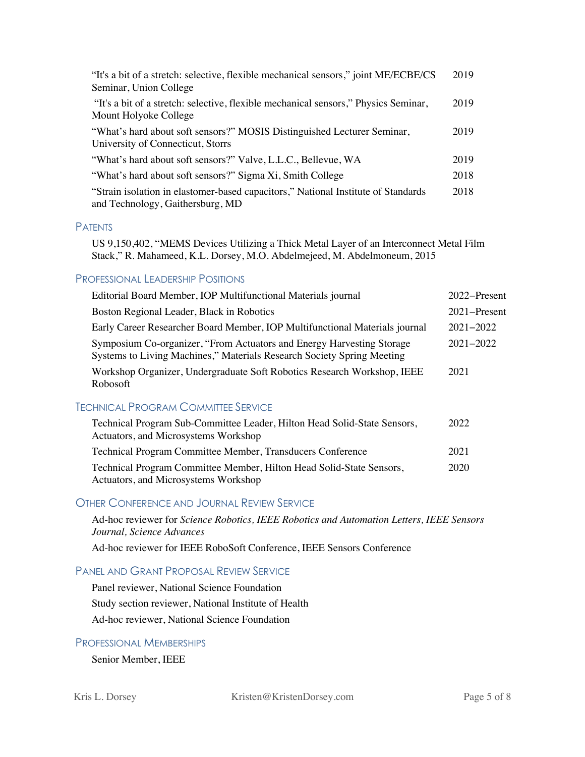| | |
|---|---|
| "It's a bit of a stretch: selective, flexible mechanical sensors," joint ME/ECBE/CS Seminar, Union College | 2019 |
| "It's a bit of a stretch: selective, flexible mechanical sensors," Physics Seminar, Mount Holyoke College | 2019 |
| "What's hard about soft sensors?" MOSIS Distinguished Lecturer Seminar, University of Connecticut, Storrs | 2019 |
| "What's hard about soft sensors?" Valve, L.L.C., Bellevue, WA | 2019 |
| "What's hard about soft sensors?" Sigma Xi, Smith College | 2018 |
| "Strain isolation in elastomer-based capacitors," National Institute of Standards and Technology, Gaithersburg, MD | 2018 |

## Patents

US 9,150,402, "MEMS Devices Utilizing a Thick Metal Layer of an Interconnect Metal Film Stack," R. Mahameed, K.L. Dorsey, M.O. Abdelmejeed, M. Abdelmoneum, 2015

## Professional Leadership Positions

| | |
|---|---|
| Editorial Board Member, IOP Multifunctional Materials journal | 2022–Present |
| Boston Regional Leader, Black in Robotics | 2021–Present |
| Early Career Researcher Board Member, IOP Multifunctional Materials journal | 2021–2022 |
| Symposium Co-organizer, "From Actuators and Energy Harvesting Storage Systems to Living Machines," Materials Research Society Spring Meeting | 2021–2022 |
| Workshop Organizer, Undergraduate Soft Robotics Research Workshop, IEEE Robosoft | 2021 |

## Technical Program Committee Service

| | |
|---|---|
| Technical Program Sub-Committee Leader, Hilton Head Solid-State Sensors, Actuators, and Microsystems Workshop | 2022 |
| Technical Program Committee Member, Transducers Conference | 2021 |
| Technical Program Committee Member, Hilton Head Solid-State Sensors, Actuators, and Microsystems Workshop | 2020 |

## Other Conference and Journal Review Service

Ad-hoc reviewer for *Science Robotics, IEEE Robotics and Automation Letters, IEEE Sensors Journal, Science Advances*

Ad-hoc reviewer for IEEE RoboSoft Conference, IEEE Sensors Conference

## Panel and Grant Proposal Review Service

Panel reviewer, National Science Foundation

Study section reviewer, National Institute of Health

Ad-hoc reviewer, National Science Foundation

## Professional Memberships

Senior Member, IEEE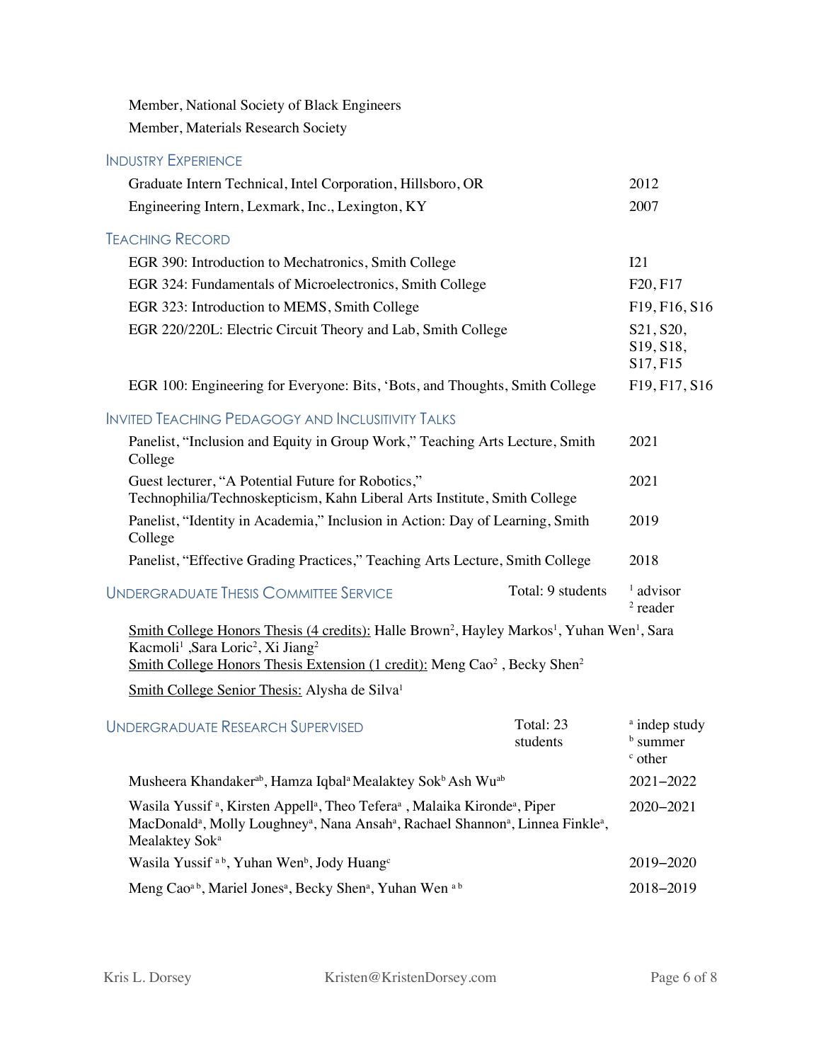Member, National Society of Black Engineers

Member, Materials Research Society

## Industry Experience

| | |
|---|---|
| Graduate Intern Technical, Intel Corporation, Hillsboro, OR | 2012 |
| Engineering Intern, Lexmark, Inc., Lexington, KY | 2007 |

## Teaching Record

| | |
|---|---|
| EGR 390: Introduction to Mechatronics, Smith College | I21 |
| EGR 324: Fundamentals of Microelectronics, Smith College | F20, F17 |
| EGR 323: Introduction to MEMS, Smith College | F19, F16, S16 |
| EGR 220/220L: Electric Circuit Theory and Lab, Smith College | S21, S20, S19, S18, S17, F15 |
| EGR 100: Engineering for Everyone: Bits, 'Bots, and Thoughts, Smith College | F19, F17, S16 |

## Invited Teaching Pedagogy and Inclusivitity Talks

| | |
|---|---|
| Panelist, "Inclusion and Equity in Group Work," Teaching Arts Lecture, Smith College | 2021 |
| Guest lecturer, "A Potential Future for Robotics," Technophilia/Technoskepticism, Kahn Liberal Arts Institute, Smith College | 2021 |
| Panelist, "Identity in Academia," Inclusion in Action: Day of Learning, Smith College | 2019 |
| Panelist, "Effective Grading Practices," Teaching Arts Lecture, Smith College | 2018 |

## Undergraduate Thesis Committee Service

Total: 9 students — [1] advisor, [2] reader

Smith College Honors Thesis (4 credits): Halle Brown[2], Hayley Markos[1], Yuhan Wen[1], Sara Kacmoli[1] ,Sara Loric[2], Xi Jiang[2]
Smith College Honors Thesis Extension (1 credit): Meng Cao[2] , Becky Shen[2]

Smith College Senior Thesis: Alysha de Silva[1]

## Undergraduate Research Supervised

Total: 23 students — [a] indep study, [b] summer, [c] other

| | |
|---|---|
| Musheera Khandaker[ab], Hamza Iqbal[a] Mealaktey Sok[b] Ash Wu[ab] | 2021–2022 |
| Wasila Yussif [a], Kirsten Appell[a], Theo Tefera[a] , Malaika Kironde[a], Piper MacDonald[a], Molly Loughney[a], Nana Ansah[a], Rachael Shannon[a], Linnea Finkle[a], Mealaktey Sok[a] | 2020–2021 |
| Wasila Yussif [a b], Yuhan Wen[b], Jody Huang[c] | 2019–2020 |
| Meng Cao[a b], Mariel Jones[a], Becky Shen[a], Yuhan Wen [a b] | 2018–2019 |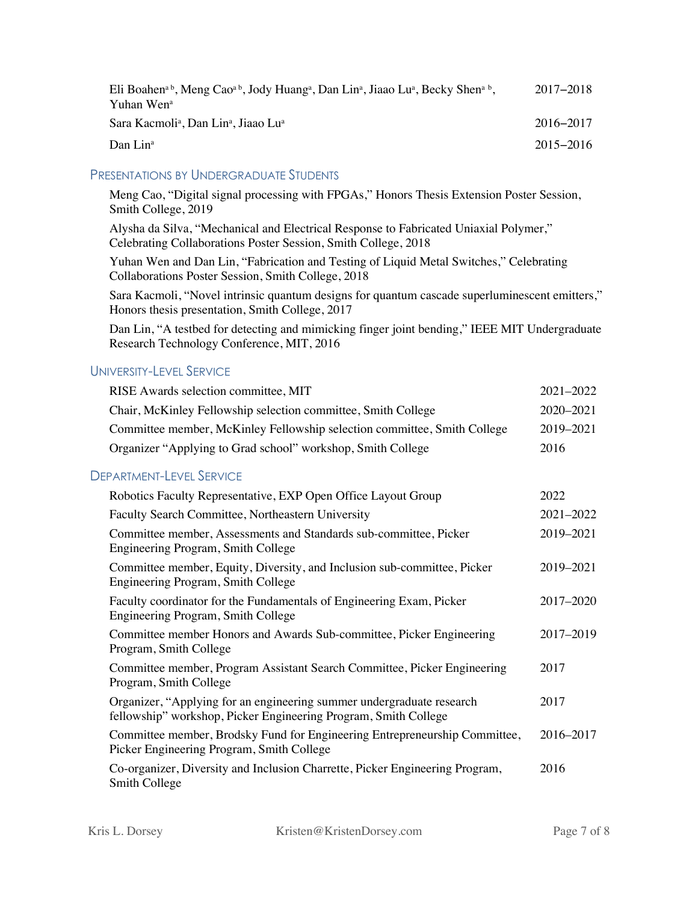| | |
|---|---|
| Eli Boahen[a b], Meng Cao[a b], Jody Huang[a], Dan Lin[a], Jiaao Lu[a], Becky Shen[a b], Yuhan Wen[a] | 2017–2018 |
| Sara Kacmoli[a], Dan Lin[a], Jiaao Lu[a] | 2016–2017 |
| Dan Lin[a] | 2015–2016 |

## Presentations by Undergraduate Students

Meng Cao, "Digital signal processing with FPGAs," Honors Thesis Extension Poster Session, Smith College, 2019

Alysha da Silva, "Mechanical and Electrical Response to Fabricated Uniaxial Polymer," Celebrating Collaborations Poster Session, Smith College, 2018

Yuhan Wen and Dan Lin, "Fabrication and Testing of Liquid Metal Switches," Celebrating Collaborations Poster Session, Smith College, 2018

Sara Kacmoli, "Novel intrinsic quantum designs for quantum cascade superluminescent emitters," Honors thesis presentation, Smith College, 2017

Dan Lin, "A testbed for detecting and mimicking finger joint bending," IEEE MIT Undergraduate Research Technology Conference, MIT, 2016

## University-Level Service

| | |
|---|---|
| RISE Awards selection committee, MIT | 2021–2022 |
| Chair, McKinley Fellowship selection committee, Smith College | 2020–2021 |
| Committee member, McKinley Fellowship selection committee, Smith College | 2019–2021 |
| Organizer "Applying to Grad school" workshop, Smith College | 2016 |

## Department-Level Service

| | |
|---|---|
| Robotics Faculty Representative, EXP Open Office Layout Group | 2022 |
| Faculty Search Committee, Northeastern University | 2021–2022 |
| Committee member, Assessments and Standards sub-committee, Picker Engineering Program, Smith College | 2019–2021 |
| Committee member, Equity, Diversity, and Inclusion sub-committee, Picker Engineering Program, Smith College | 2019–2021 |
| Faculty coordinator for the Fundamentals of Engineering Exam, Picker Engineering Program, Smith College | 2017–2020 |
| Committee member Honors and Awards Sub-committee, Picker Engineering Program, Smith College | 2017–2019 |
| Committee member, Program Assistant Search Committee, Picker Engineering Program, Smith College | 2017 |
| Organizer, "Applying for an engineering summer undergraduate research fellowship" workshop, Picker Engineering Program, Smith College | 2017 |
| Committee member, Brodsky Fund for Engineering Entrepreneurship Committee, Picker Engineering Program, Smith College | 2016–2017 |
| Co-organizer, Diversity and Inclusion Charrette, Picker Engineering Program, Smith College | 2016 |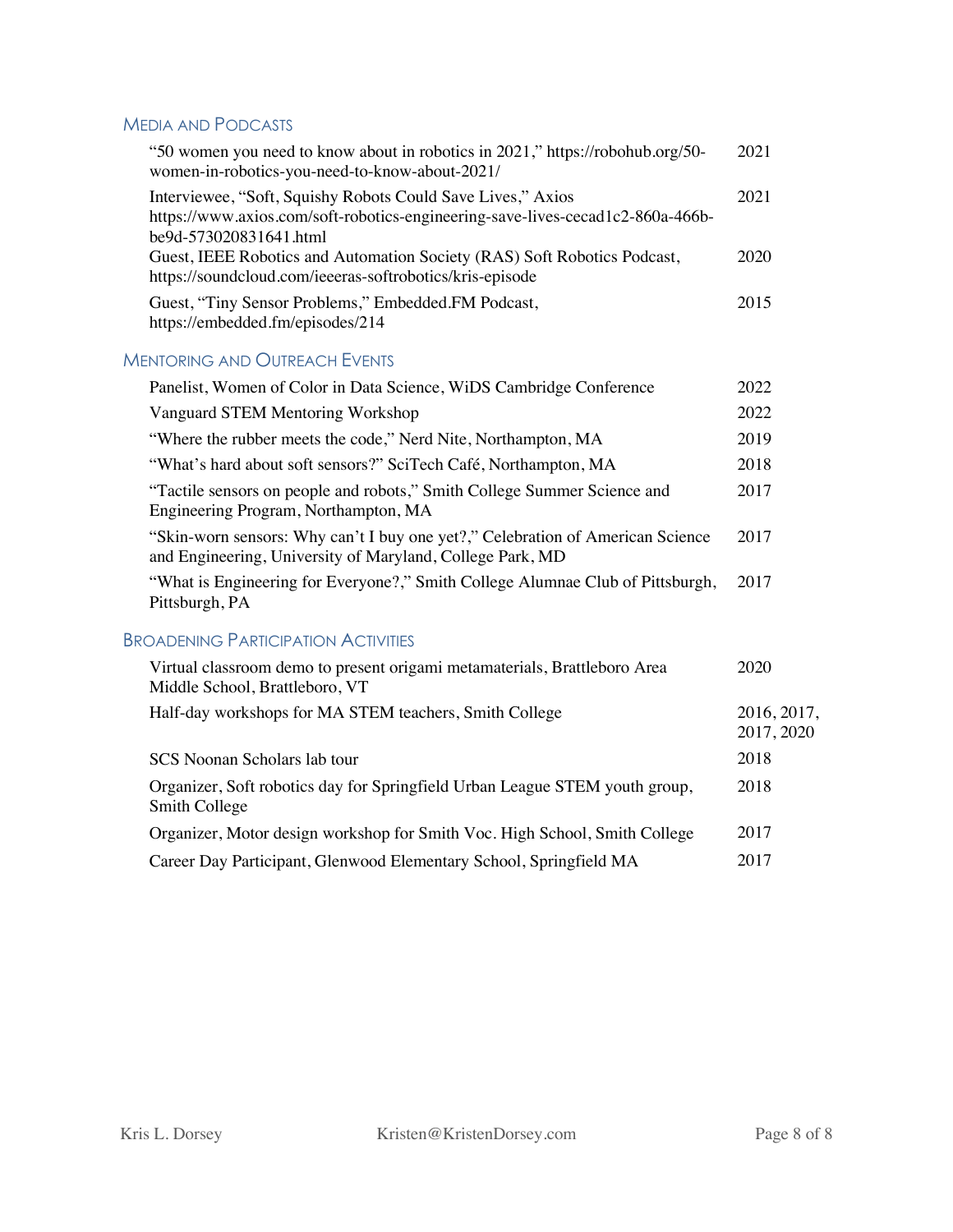## Media and Podcasts

| | |
|---|---|
| "50 women you need to know about in robotics in 2021," https://robohub.org/50-women-in-robotics-you-need-to-know-about-2021/ | 2021 |
| Interviewee, "Soft, Squishy Robots Could Save Lives," Axios https://www.axios.com/soft-robotics-engineering-save-lives-cecad1c2-860a-466b-be9d-573020831641.html | 2021 |
| Guest, IEEE Robotics and Automation Society (RAS) Soft Robotics Podcast, https://soundcloud.com/ieeeras-softrobotics/kris-episode | 2020 |
| Guest, "Tiny Sensor Problems," Embedded.FM Podcast, https://embedded.fm/episodes/214 | 2015 |

## Mentoring and Outreach Events

| | |
|---|---|
| Panelist, Women of Color in Data Science, WiDS Cambridge Conference | 2022 |
| Vanguard STEM Mentoring Workshop | 2022 |
| "Where the rubber meets the code," Nerd Nite, Northampton, MA | 2019 |
| "What's hard about soft sensors?" SciTech Café, Northampton, MA | 2018 |
| "Tactile sensors on people and robots," Smith College Summer Science and Engineering Program, Northampton, MA | 2017 |
| "Skin-worn sensors: Why can't I buy one yet?," Celebration of American Science and Engineering, University of Maryland, College Park, MD | 2017 |
| "What is Engineering for Everyone?," Smith College Alumnae Club of Pittsburgh, Pittsburgh, PA | 2017 |

## Broadening Participation Activities

| | |
|---|---|
| Virtual classroom demo to present origami metamaterials, Brattleboro Area Middle School, Brattleboro, VT | 2020 |
| Half-day workshops for MA STEM teachers, Smith College | 2016, 2017, 2017, 2020 |
| SCS Noonan Scholars lab tour | 2018 |
| Organizer, Soft robotics day for Springfield Urban League STEM youth group, Smith College | 2018 |
| Organizer, Motor design workshop for Smith Voc. High School, Smith College | 2017 |
| Career Day Participant, Glenwood Elementary School, Springfield MA | 2017 |